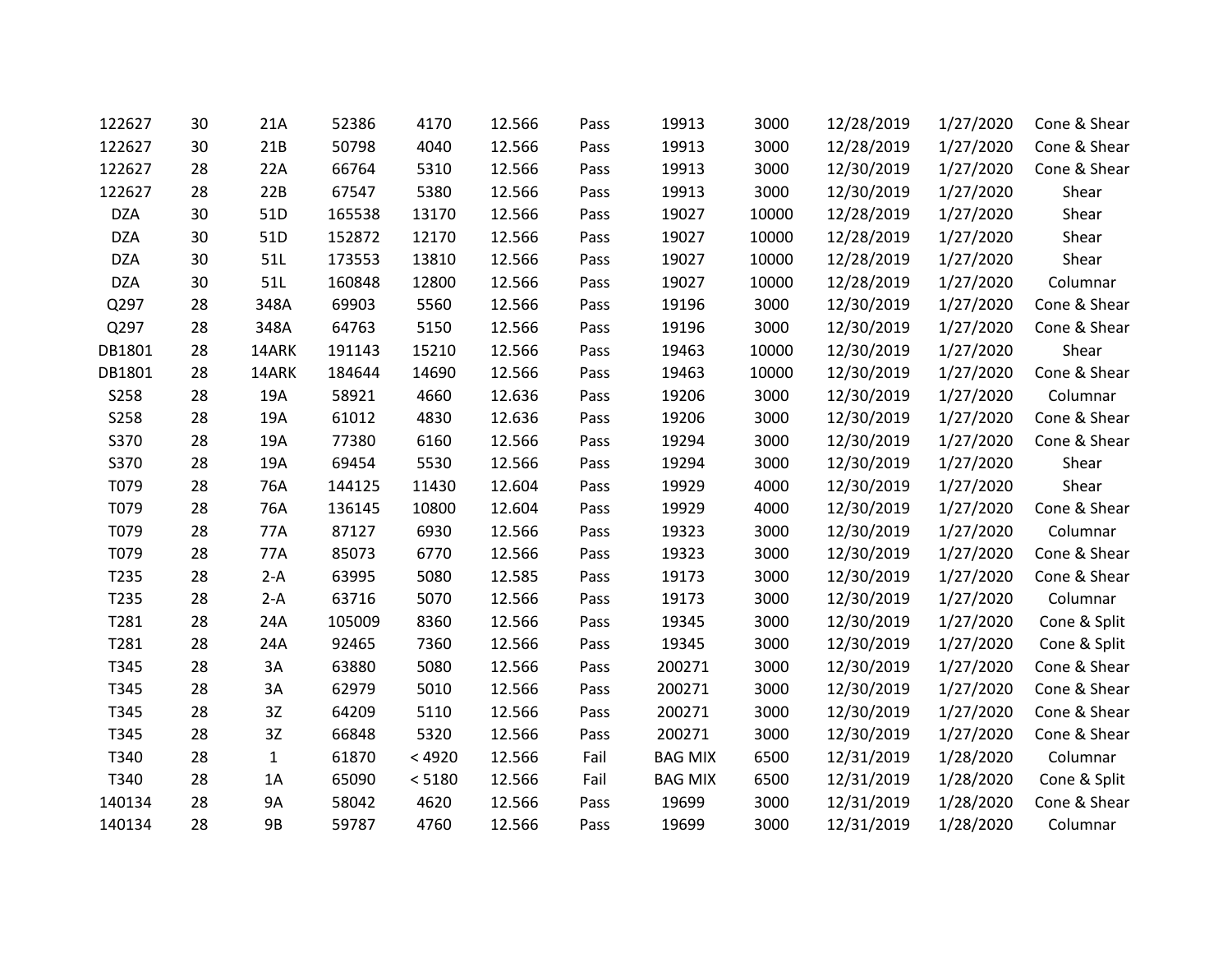| | | | | | | | | | | | | |
|---|---|---|---|---|---|---|---|---|---|---|---|---|
| 122627 | 30 | 21A | 52386 | 4170 | 12.566 | Pass | 19913 | 3000 | 12/28/2019 | 1/27/2020 | Cone & Shear |
| 122627 | 30 | 21B | 50798 | 4040 | 12.566 | Pass | 19913 | 3000 | 12/28/2019 | 1/27/2020 | Cone & Shear |
| 122627 | 28 | 22A | 66764 | 5310 | 12.566 | Pass | 19913 | 3000 | 12/30/2019 | 1/27/2020 | Cone & Shear |
| 122627 | 28 | 22B | 67547 | 5380 | 12.566 | Pass | 19913 | 3000 | 12/30/2019 | 1/27/2020 | Shear |
| DZA | 30 | 51D | 165538 | 13170 | 12.566 | Pass | 19027 | 10000 | 12/28/2019 | 1/27/2020 | Shear |
| DZA | 30 | 51D | 152872 | 12170 | 12.566 | Pass | 19027 | 10000 | 12/28/2019 | 1/27/2020 | Shear |
| DZA | 30 | 51L | 173553 | 13810 | 12.566 | Pass | 19027 | 10000 | 12/28/2019 | 1/27/2020 | Shear |
| DZA | 30 | 51L | 160848 | 12800 | 12.566 | Pass | 19027 | 10000 | 12/28/2019 | 1/27/2020 | Columnar |
| Q297 | 28 | 348A | 69903 | 5560 | 12.566 | Pass | 19196 | 3000 | 12/30/2019 | 1/27/2020 | Cone & Shear |
| Q297 | 28 | 348A | 64763 | 5150 | 12.566 | Pass | 19196 | 3000 | 12/30/2019 | 1/27/2020 | Cone & Shear |
| DB1801 | 28 | 14ARK | 191143 | 15210 | 12.566 | Pass | 19463 | 10000 | 12/30/2019 | 1/27/2020 | Shear |
| DB1801 | 28 | 14ARK | 184644 | 14690 | 12.566 | Pass | 19463 | 10000 | 12/30/2019 | 1/27/2020 | Cone & Shear |
| S258 | 28 | 19A | 58921 | 4660 | 12.636 | Pass | 19206 | 3000 | 12/30/2019 | 1/27/2020 | Columnar |
| S258 | 28 | 19A | 61012 | 4830 | 12.636 | Pass | 19206 | 3000 | 12/30/2019 | 1/27/2020 | Cone & Shear |
| S370 | 28 | 19A | 77380 | 6160 | 12.566 | Pass | 19294 | 3000 | 12/30/2019 | 1/27/2020 | Cone & Shear |
| S370 | 28 | 19A | 69454 | 5530 | 12.566 | Pass | 19294 | 3000 | 12/30/2019 | 1/27/2020 | Shear |
| T079 | 28 | 76A | 144125 | 11430 | 12.604 | Pass | 19929 | 4000 | 12/30/2019 | 1/27/2020 | Shear |
| T079 | 28 | 76A | 136145 | 10800 | 12.604 | Pass | 19929 | 4000 | 12/30/2019 | 1/27/2020 | Cone & Shear |
| T079 | 28 | 77A | 87127 | 6930 | 12.566 | Pass | 19323 | 3000 | 12/30/2019 | 1/27/2020 | Columnar |
| T079 | 28 | 77A | 85073 | 6770 | 12.566 | Pass | 19323 | 3000 | 12/30/2019 | 1/27/2020 | Cone & Shear |
| T235 | 28 | 2-A | 63995 | 5080 | 12.585 | Pass | 19173 | 3000 | 12/30/2019 | 1/27/2020 | Cone & Shear |
| T235 | 28 | 2-A | 63716 | 5070 | 12.566 | Pass | 19173 | 3000 | 12/30/2019 | 1/27/2020 | Columnar |
| T281 | 28 | 24A | 105009 | 8360 | 12.566 | Pass | 19345 | 3000 | 12/30/2019 | 1/27/2020 | Cone & Split |
| T281 | 28 | 24A | 92465 | 7360 | 12.566 | Pass | 19345 | 3000 | 12/30/2019 | 1/27/2020 | Cone & Split |
| T345 | 28 | 3A | 63880 | 5080 | 12.566 | Pass | 200271 | 3000 | 12/30/2019 | 1/27/2020 | Cone & Shear |
| T345 | 28 | 3A | 62979 | 5010 | 12.566 | Pass | 200271 | 3000 | 12/30/2019 | 1/27/2020 | Cone & Shear |
| T345 | 28 | 3Z | 64209 | 5110 | 12.566 | Pass | 200271 | 3000 | 12/30/2019 | 1/27/2020 | Cone & Shear |
| T345 | 28 | 3Z | 66848 | 5320 | 12.566 | Pass | 200271 | 3000 | 12/30/2019 | 1/27/2020 | Cone & Shear |
| T340 | 28 | 1 | 61870 | < 4920 | 12.566 | Fail | BAG MIX | 6500 | 12/31/2019 | 1/28/2020 | Columnar |
| T340 | 28 | 1A | 65090 | < 5180 | 12.566 | Fail | BAG MIX | 6500 | 12/31/2019 | 1/28/2020 | Cone & Split |
| 140134 | 28 | 9A | 58042 | 4620 | 12.566 | Pass | 19699 | 3000 | 12/31/2019 | 1/28/2020 | Cone & Shear |
| 140134 | 28 | 9B | 59787 | 4760 | 12.566 | Pass | 19699 | 3000 | 12/31/2019 | 1/28/2020 | Columnar |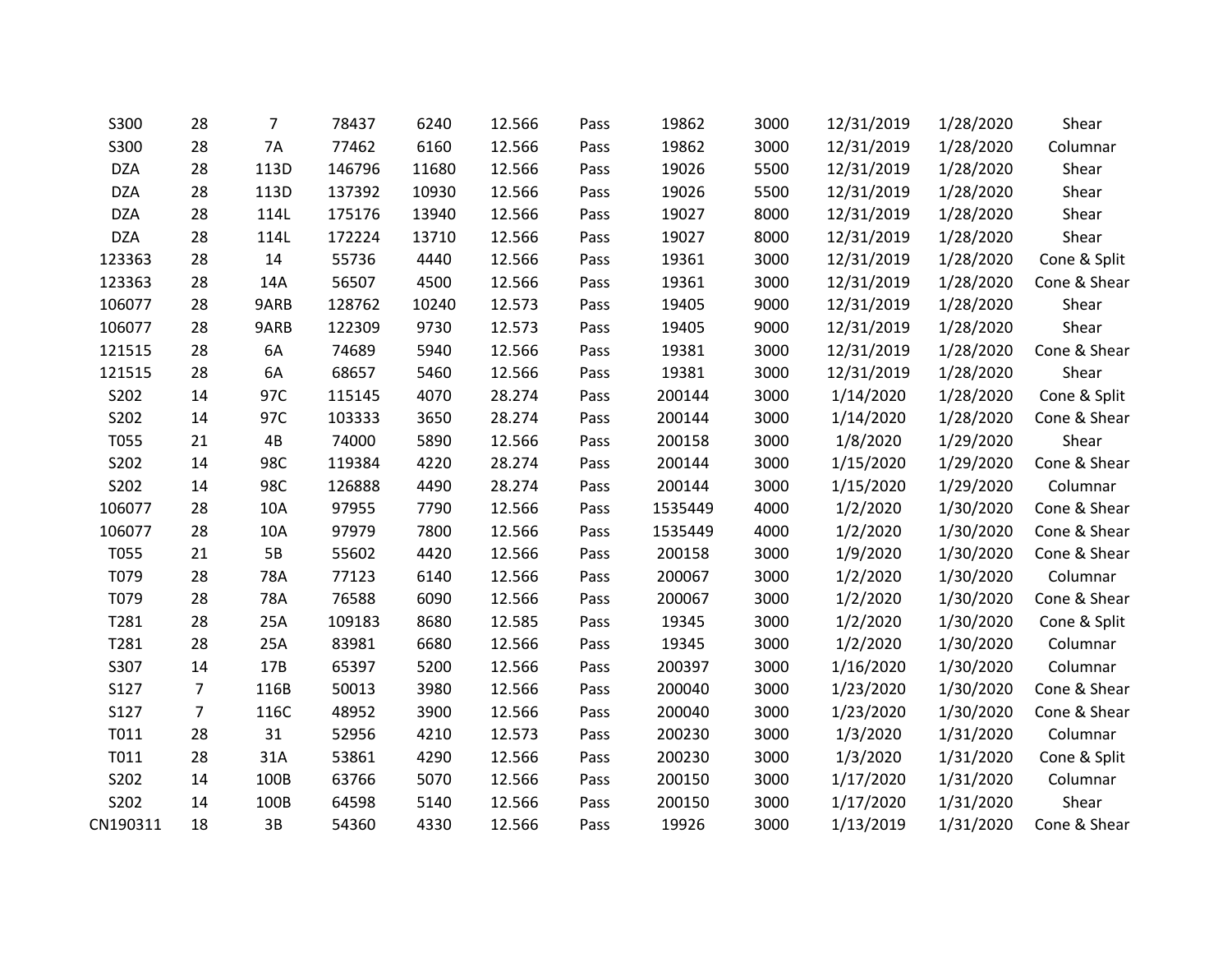| | | | | | | | | | | | |
|---|---|---|---|---|---|---|---|---|---|---|---|
| S300 | 28 | 7 | 78437 | 6240 | 12.566 | Pass | 19862 | 3000 | 12/31/2019 | 1/28/2020 | Shear |
| S300 | 28 | 7A | 77462 | 6160 | 12.566 | Pass | 19862 | 3000 | 12/31/2019 | 1/28/2020 | Columnar |
| DZA | 28 | 113D | 146796 | 11680 | 12.566 | Pass | 19026 | 5500 | 12/31/2019 | 1/28/2020 | Shear |
| DZA | 28 | 113D | 137392 | 10930 | 12.566 | Pass | 19026 | 5500 | 12/31/2019 | 1/28/2020 | Shear |
| DZA | 28 | 114L | 175176 | 13940 | 12.566 | Pass | 19027 | 8000 | 12/31/2019 | 1/28/2020 | Shear |
| DZA | 28 | 114L | 172224 | 13710 | 12.566 | Pass | 19027 | 8000 | 12/31/2019 | 1/28/2020 | Shear |
| 123363 | 28 | 14 | 55736 | 4440 | 12.566 | Pass | 19361 | 3000 | 12/31/2019 | 1/28/2020 | Cone & Split |
| 123363 | 28 | 14A | 56507 | 4500 | 12.566 | Pass | 19361 | 3000 | 12/31/2019 | 1/28/2020 | Cone & Shear |
| 106077 | 28 | 9ARB | 128762 | 10240 | 12.573 | Pass | 19405 | 9000 | 12/31/2019 | 1/28/2020 | Shear |
| 106077 | 28 | 9ARB | 122309 | 9730 | 12.573 | Pass | 19405 | 9000 | 12/31/2019 | 1/28/2020 | Shear |
| 121515 | 28 | 6A | 74689 | 5940 | 12.566 | Pass | 19381 | 3000 | 12/31/2019 | 1/28/2020 | Cone & Shear |
| 121515 | 28 | 6A | 68657 | 5460 | 12.566 | Pass | 19381 | 3000 | 12/31/2019 | 1/28/2020 | Shear |
| S202 | 14 | 97C | 115145 | 4070 | 28.274 | Pass | 200144 | 3000 | 1/14/2020 | 1/28/2020 | Cone & Split |
| S202 | 14 | 97C | 103333 | 3650 | 28.274 | Pass | 200144 | 3000 | 1/14/2020 | 1/28/2020 | Cone & Shear |
| T055 | 21 | 4B | 74000 | 5890 | 12.566 | Pass | 200158 | 3000 | 1/8/2020 | 1/29/2020 | Shear |
| S202 | 14 | 98C | 119384 | 4220 | 28.274 | Pass | 200144 | 3000 | 1/15/2020 | 1/29/2020 | Cone & Shear |
| S202 | 14 | 98C | 126888 | 4490 | 28.274 | Pass | 200144 | 3000 | 1/15/2020 | 1/29/2020 | Columnar |
| 106077 | 28 | 10A | 97955 | 7790 | 12.566 | Pass | 1535449 | 4000 | 1/2/2020 | 1/30/2020 | Cone & Shear |
| 106077 | 28 | 10A | 97979 | 7800 | 12.566 | Pass | 1535449 | 4000 | 1/2/2020 | 1/30/2020 | Cone & Shear |
| T055 | 21 | 5B | 55602 | 4420 | 12.566 | Pass | 200158 | 3000 | 1/9/2020 | 1/30/2020 | Cone & Shear |
| T079 | 28 | 78A | 77123 | 6140 | 12.566 | Pass | 200067 | 3000 | 1/2/2020 | 1/30/2020 | Columnar |
| T079 | 28 | 78A | 76588 | 6090 | 12.566 | Pass | 200067 | 3000 | 1/2/2020 | 1/30/2020 | Cone & Shear |
| T281 | 28 | 25A | 109183 | 8680 | 12.585 | Pass | 19345 | 3000 | 1/2/2020 | 1/30/2020 | Cone & Split |
| T281 | 28 | 25A | 83981 | 6680 | 12.566 | Pass | 19345 | 3000 | 1/2/2020 | 1/30/2020 | Columnar |
| S307 | 14 | 17B | 65397 | 5200 | 12.566 | Pass | 200397 | 3000 | 1/16/2020 | 1/30/2020 | Columnar |
| S127 | 7 | 116B | 50013 | 3980 | 12.566 | Pass | 200040 | 3000 | 1/23/2020 | 1/30/2020 | Cone & Shear |
| S127 | 7 | 116C | 48952 | 3900 | 12.566 | Pass | 200040 | 3000 | 1/23/2020 | 1/30/2020 | Cone & Shear |
| T011 | 28 | 31 | 52956 | 4210 | 12.573 | Pass | 200230 | 3000 | 1/3/2020 | 1/31/2020 | Columnar |
| T011 | 28 | 31A | 53861 | 4290 | 12.566 | Pass | 200230 | 3000 | 1/3/2020 | 1/31/2020 | Cone & Split |
| S202 | 14 | 100B | 63766 | 5070 | 12.566 | Pass | 200150 | 3000 | 1/17/2020 | 1/31/2020 | Columnar |
| S202 | 14 | 100B | 64598 | 5140 | 12.566 | Pass | 200150 | 3000 | 1/17/2020 | 1/31/2020 | Shear |
| CN190311 | 18 | 3B | 54360 | 4330 | 12.566 | Pass | 19926 | 3000 | 1/13/2019 | 1/31/2020 | Cone & Shear |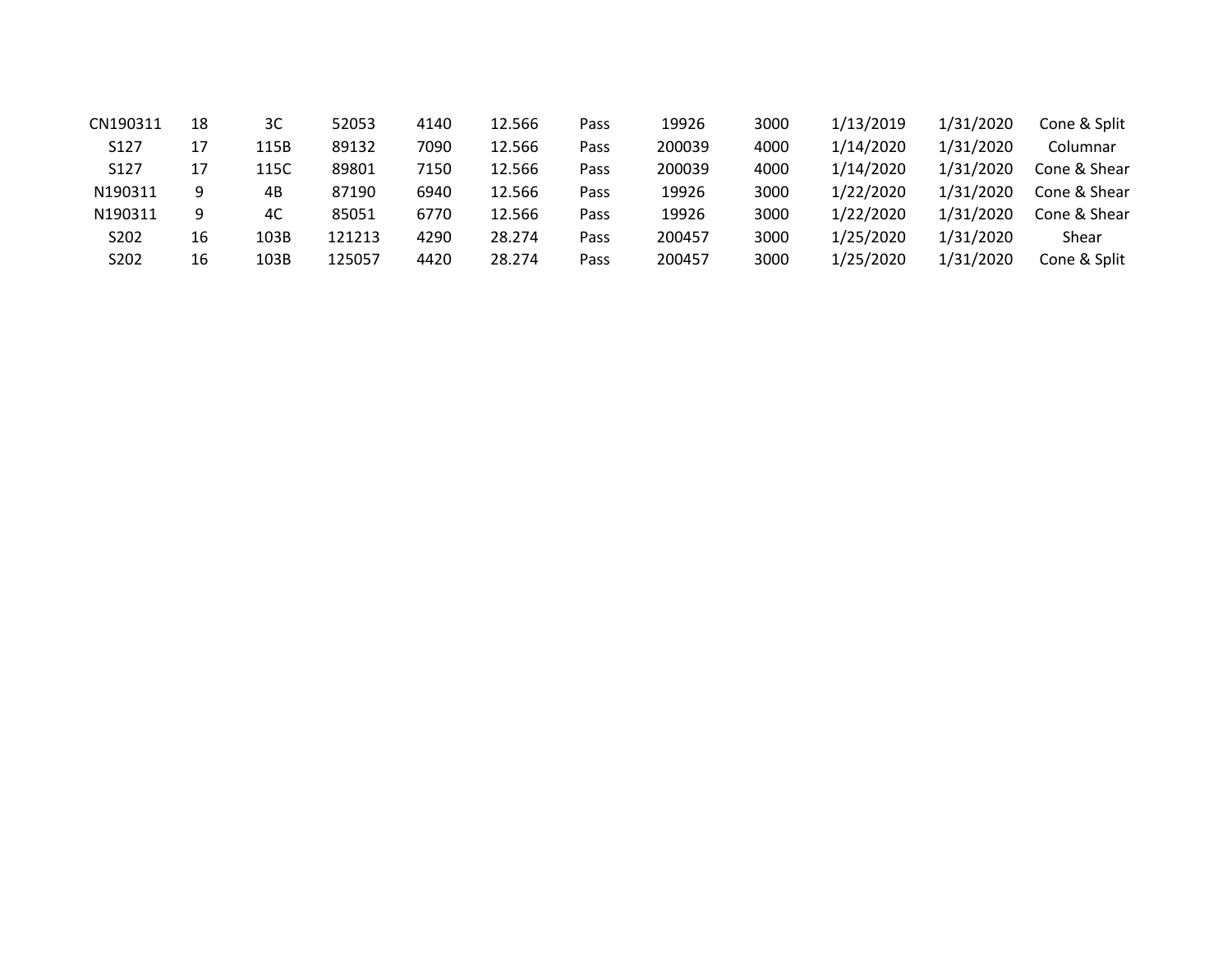| | | | | | | | | | | | |
|---|---|---|---|---|---|---|---|---|---|---|---|
| CN190311 | 18 | 3C | 52053 | 4140 | 12.566 | Pass | 19926 | 3000 | 1/13/2019 | 1/31/2020 | Cone & Split |
| S127 | 17 | 115B | 89132 | 7090 | 12.566 | Pass | 200039 | 4000 | 1/14/2020 | 1/31/2020 | Columnar |
| S127 | 17 | 115C | 89801 | 7150 | 12.566 | Pass | 200039 | 4000 | 1/14/2020 | 1/31/2020 | Cone & Shear |
| N190311 | 9 | 4B | 87190 | 6940 | 12.566 | Pass | 19926 | 3000 | 1/22/2020 | 1/31/2020 | Cone & Shear |
| N190311 | 9 | 4C | 85051 | 6770 | 12.566 | Pass | 19926 | 3000 | 1/22/2020 | 1/31/2020 | Cone & Shear |
| S202 | 16 | 103B | 121213 | 4290 | 28.274 | Pass | 200457 | 3000 | 1/25/2020 | 1/31/2020 | Shear |
| S202 | 16 | 103B | 125057 | 4420 | 28.274 | Pass | 200457 | 3000 | 1/25/2020 | 1/31/2020 | Cone & Split |